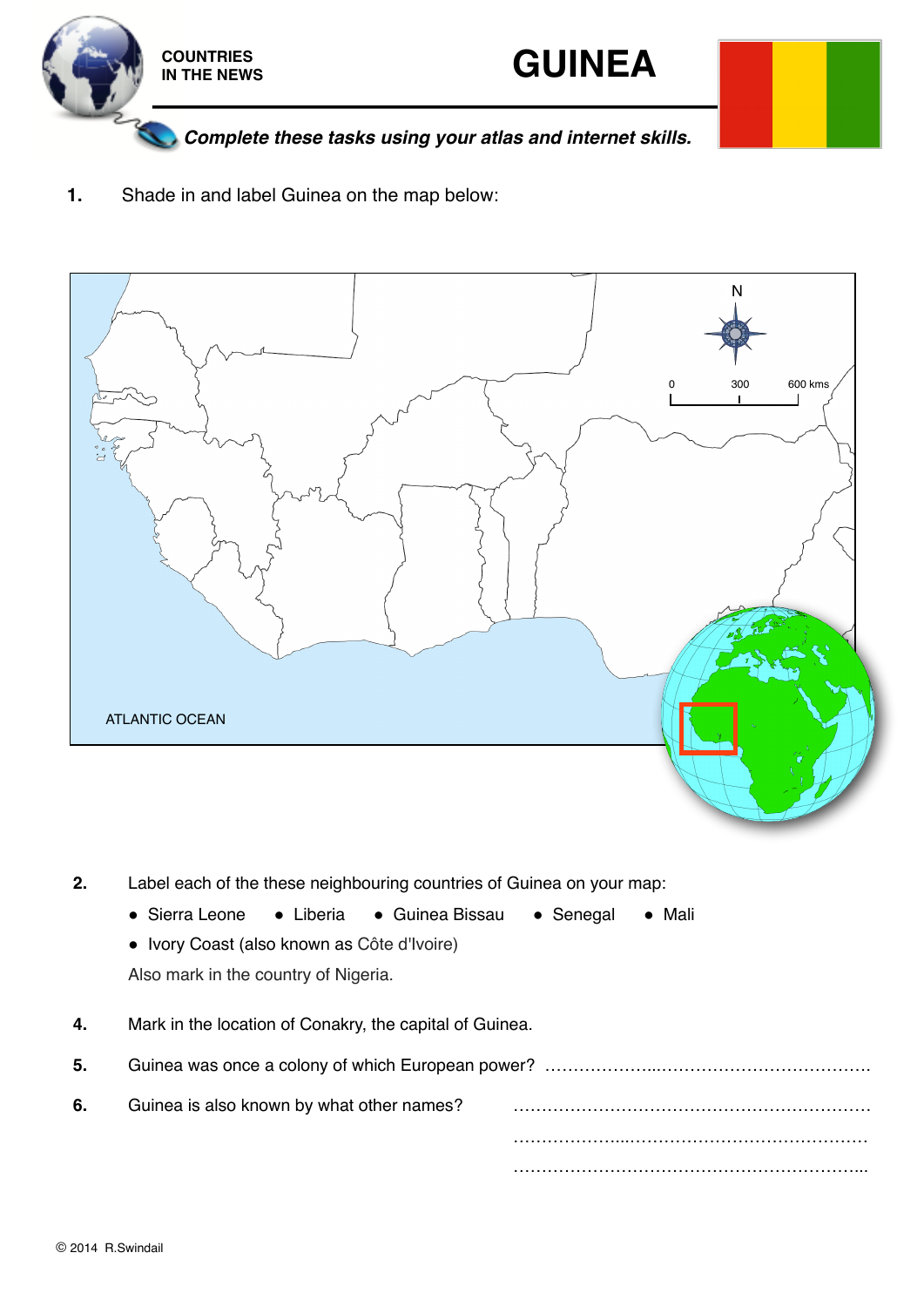COUNTRIES IN THE NEWS

# GUINEA

***Complete these tasks using your atlas and internet skills.***

**1.** Shade in and label Guinea on the map below:

ATLANTIC OCEAN

N

0 300 600 kms

**2.** Label each of the these neighbouring countries of Guinea on your map:

- Sierra Leone
- Liberia
- Guinea Bissau
- Senegal
- Mali
- Ivory Coast (also known as Côte d'Ivoire)

Also mark in the country of Nigeria.

**4.** Mark in the location of Conakry, the capital of Guinea.

**5.** Guinea was once a colony of which European power? …………………..……………………………….

**6.** Guinea is also known by what other names? ………………………………………………………

………………..…………………………………

……………………………………………………...

© 2014 R.Swindail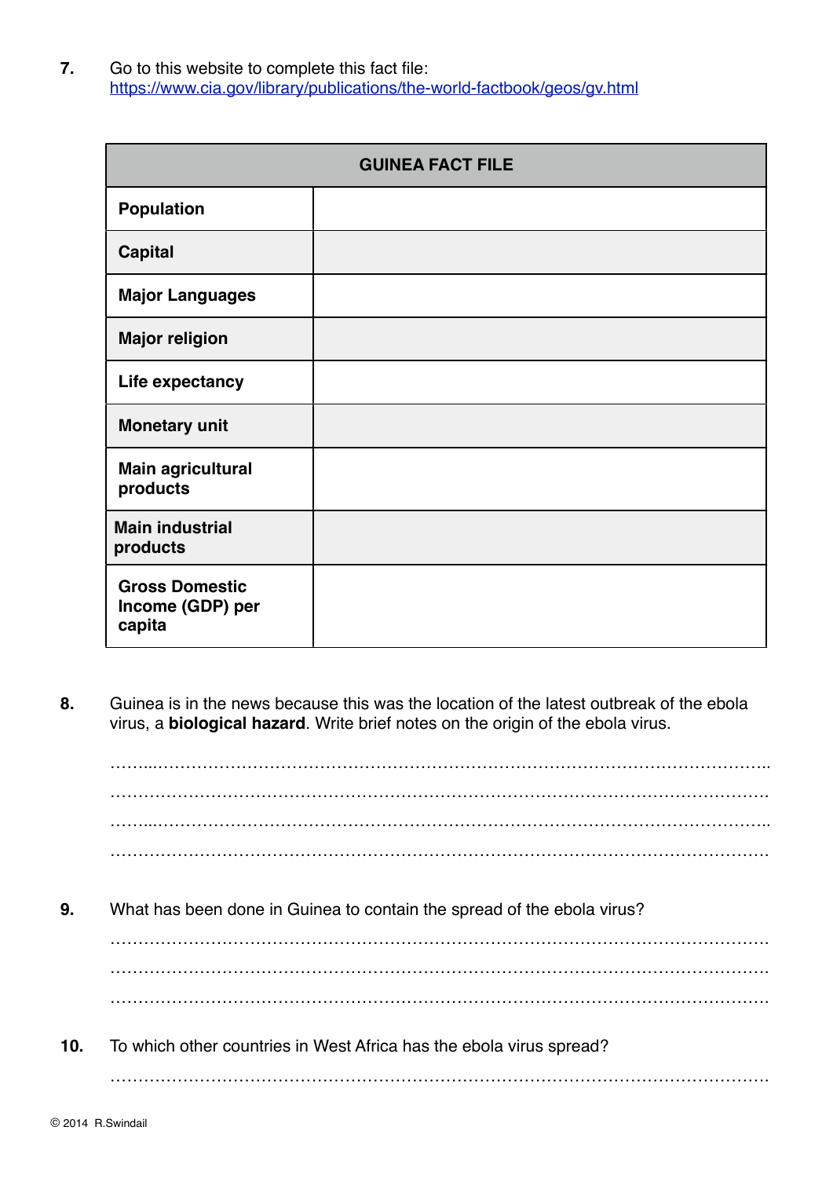7. Go to this website to complete this fact file: https://www.cia.gov/library/publications/the-world-factbook/geos/gv.html

| GUINEA FACT FILE | |
|---|---|
| **Population** | |
| **Capital** | |
| **Major Languages** | |
| **Major religion** | |
| **Life expectancy** | |
| **Monetary unit** | |
| **Main agricultural products** | |
| **Main industrial products** | |
| **Gross Domestic Income (GDP) per capita** | |

8. Guinea is in the news because this was the location of the latest outbreak of the ebola virus, a **biological hazard**. Write brief notes on the origin of the ebola virus.

……………………………………………………………………………………………………………
……………………………………………………………………………………………………………
……………………………………………………………………………………………………………
……………………………………………………………………………………………………………

9. What has been done in Guinea to contain the spread of the ebola virus?

……………………………………………………………………………………………………………
……………………………………………………………………………………………………………
……………………………………………………………………………………………………………

10. To which other countries in West Africa has the ebola virus spread?

……………………………………………………………………………………………………………

© 2014 R.Swindail